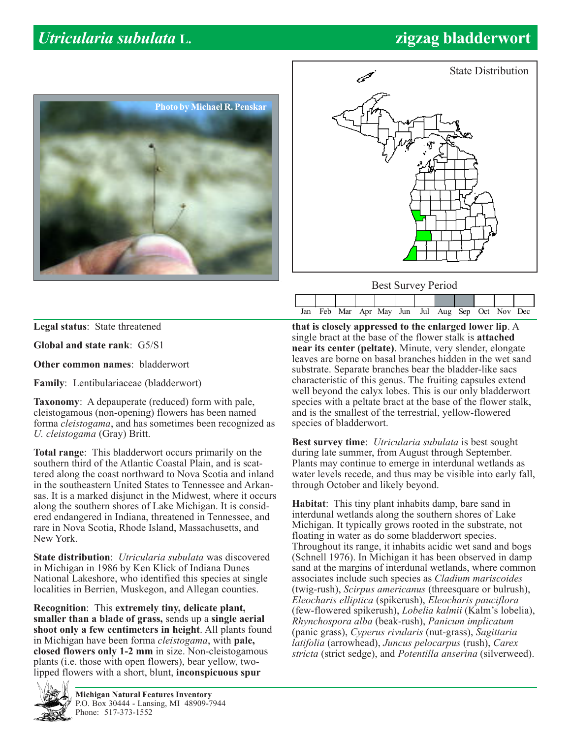# *Utricularia subulata* L. — zigzag bladderwort

Photo by Michael R. Penskar

State Distribution

Best Survey Period

| Jan | Feb | Mar | Apr | May | Jun | Jul | Aug | Sep | Oct | Nov | Dec |
|---|---|---|---|---|---|---|---|---|---|---|---|
| | | | | | | | ■ | ■ | | | |

**Legal status**: State threatened

**Global and state rank**: G5/S1

**Other common names**: bladderwort

**Family**: Lentibulariaceae (bladderwort)

**Taxonomy**: A depauperate (reduced) form with pale, cleistogamous (non-opening) flowers has been named forma *cleistogama*, and has sometimes been recognized as *U. cleistogama* (Gray) Britt.

**Total range**: This bladderwort occurs primarily on the southern third of the Atlantic Coastal Plain, and is scattered along the coast northward to Nova Scotia and inland in the southeastern United States to Tennessee and Arkansas. It is a marked disjunct in the Midwest, where it occurs along the southern shores of Lake Michigan. It is considered endangered in Indiana, threatened in Tennessee, and rare in Nova Scotia, Rhode Island, Massachusetts, and New York.

**State distribution**: *Utricularia subulata* was discovered in Michigan in 1986 by Ken Klick of Indiana Dunes National Lakeshore, who identified this species at single localities in Berrien, Muskegon, and Allegan counties.

**Recognition**: This **extremely tiny, delicate plant, smaller than a blade of grass,** sends up a **single aerial shoot only a few centimeters in height**. All plants found in Michigan have been forma *cleistogama*, with **pale, closed flowers only 1-2 mm** in size. Non-cleistogamous plants (i.e. those with open flowers), bear yellow, two-lipped flowers with a short, blunt, **inconspicuous spur that is closely appressed to the enlarged lower lip**. A single bract at the base of the flower stalk is **attached near its center (peltate)**. Minute, very slender, elongate leaves are borne on basal branches hidden in the wet sand substrate. Separate branches bear the bladder-like sacs characteristic of this genus. The fruiting capsules extend well beyond the calyx lobes. This is our only bladderwort species with a peltate bract at the base of the flower stalk, and is the smallest of the terrestrial, yellow-flowered species of bladderwort.

**Best survey time**: *Utricularia subulata* is best sought during late summer, from August through September. Plants may continue to emerge in interdunal wetlands as water levels recede, and thus may be visible into early fall, through October and likely beyond.

**Habitat**: This tiny plant inhabits damp, bare sand in interdunal wetlands along the southern shores of Lake Michigan. It typically grows rooted in the substrate, not floating in water as do some bladderwort species. Throughout its range, it inhabits acidic wet sand and bogs (Schnell 1976). In Michigan it has been observed in damp sand at the margins of interdunal wetlands, where common associates include such species as *Cladium mariscoides* (twig-rush), *Scirpus americanus* (threesquare or bulrush), *Eleocharis elliptica* (spikerush), *Eleocharis pauciflora* (few-flowered spikerush), *Lobelia kalmii* (Kalm's lobelia), *Rhynchospora alba* (beak-rush), *Panicum implicatum* (panic grass), *Cyperus rivularis* (nut-grass), *Sagittaria latifolia* (arrowhead), *Juncus pelocarpus* (rush), *Carex stricta* (strict sedge), and *Potentilla anserina* (silverweed).

**Michigan Natural Features Inventory**
P.O. Box 30444 - Lansing, MI 48909-7944
Phone: 517-373-1552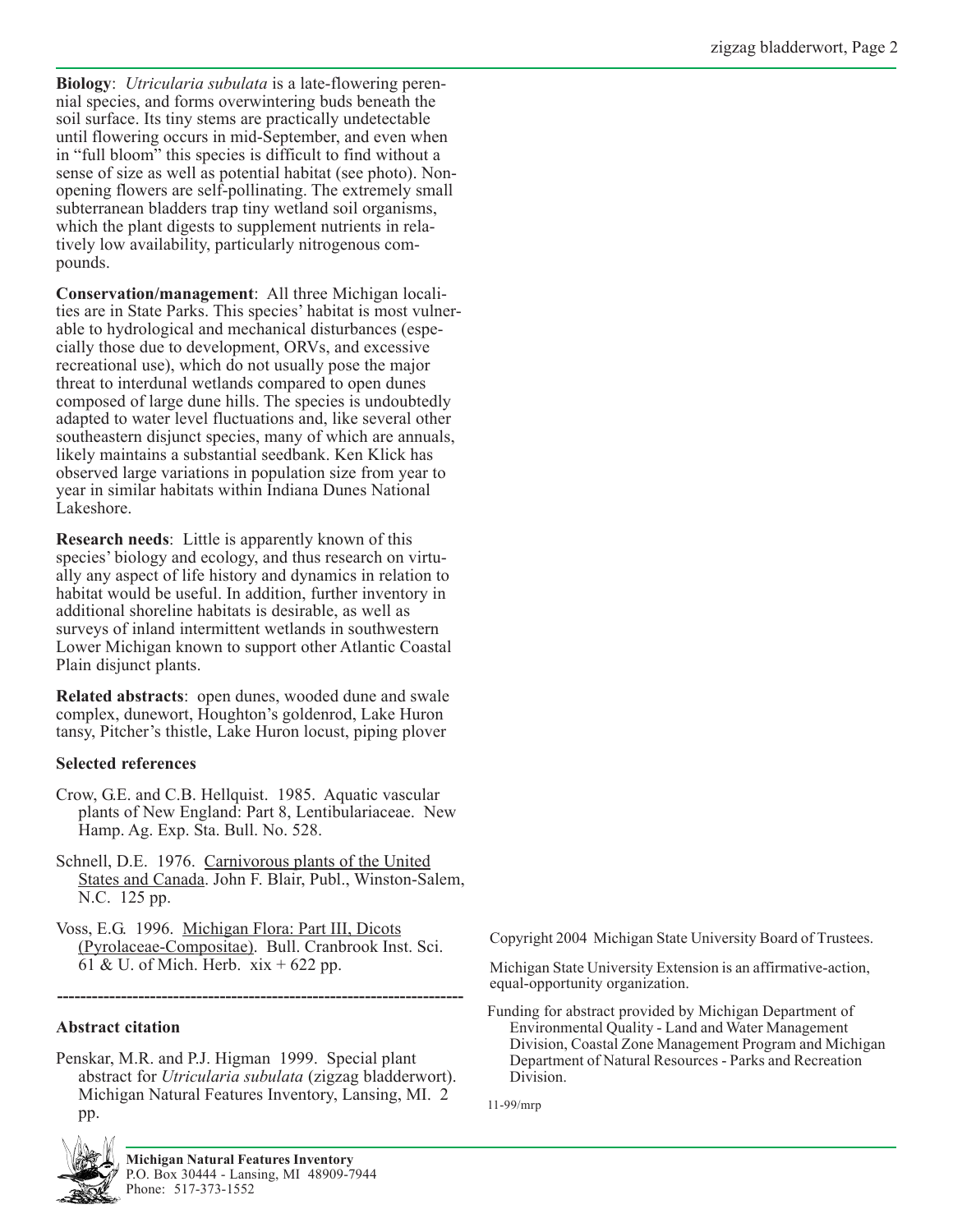**Biology**: *Utricularia subulata* is a late-flowering perennial species, and forms overwintering buds beneath the soil surface. Its tiny stems are practically undetectable until flowering occurs in mid-September, and even when in "full bloom" this species is difficult to find without a sense of size as well as potential habitat (see photo). Non-opening flowers are self-pollinating. The extremely small subterranean bladders trap tiny wetland soil organisms, which the plant digests to supplement nutrients in relatively low availability, particularly nitrogenous compounds.

**Conservation/management**: All three Michigan localities are in State Parks. This species' habitat is most vulnerable to hydrological and mechanical disturbances (especially those due to development, ORVs, and excessive recreational use), which do not usually pose the major threat to interdunal wetlands compared to open dunes composed of large dune hills. The species is undoubtedly adapted to water level fluctuations and, like several other southeastern disjunct species, many of which are annuals, likely maintains a substantial seedbank. Ken Klick has observed large variations in population size from year to year in similar habitats within Indiana Dunes National Lakeshore.

**Research needs**: Little is apparently known of this species' biology and ecology, and thus research on virtually any aspect of life history and dynamics in relation to habitat would be useful. In addition, further inventory in additional shoreline habitats is desirable, as well as surveys of inland intermittent wetlands in southwestern Lower Michigan known to support other Atlantic Coastal Plain disjunct plants.

**Related abstracts**: open dunes, wooded dune and swale complex, dunewort, Houghton's goldenrod, Lake Huron tansy, Pitcher's thistle, Lake Huron locust, piping plover

**Selected references**

Crow, G.E. and C.B. Hellquist. 1985. Aquatic vascular plants of New England: Part 8, Lentibulariaceae. New Hamp. Ag. Exp. Sta. Bull. No. 528.

Schnell, D.E. 1976. Carnivorous plants of the United States and Canada. John F. Blair, Publ., Winston-Salem, N.C. 125 pp.

Voss, E.G. 1996. Michigan Flora: Part III, Dicots (Pyrolaceae-Compositae). Bull. Cranbrook Inst. Sci. 61 & U. of Mich. Herb. xix + 622 pp.

---

**Abstract citation**

Penskar, M.R. and P.J. Higman 1999. Special plant abstract for *Utricularia subulata* (zigzag bladderwort). Michigan Natural Features Inventory, Lansing, MI. 2 pp.

Copyright 2004 Michigan State University Board of Trustees.

Michigan State University Extension is an affirmative-action, equal-opportunity organization.

Funding for abstract provided by Michigan Department of Environmental Quality - Land and Water Management Division, Coastal Zone Management Program and Michigan Department of Natural Resources - Parks and Recreation Division.

11-99/mrp

**Michigan Natural Features Inventory**
P.O. Box 30444 - Lansing, MI 48909-7944
Phone: 517-373-1552